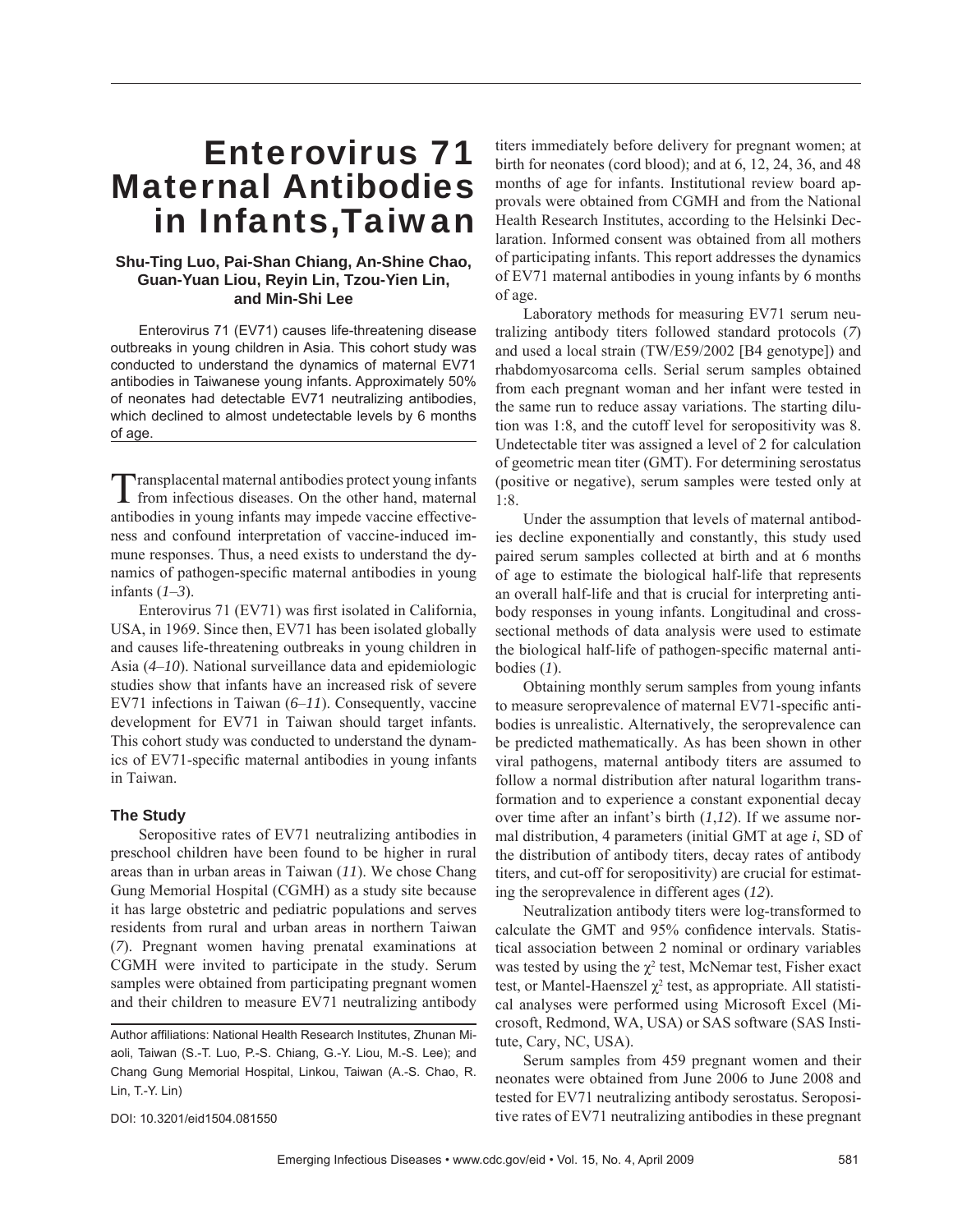# Enterovirus 71 Maternal Antibodies in Infants, Taiwan

**Shu-Ting Luo, Pai-Shan Chiang, An-Shine Chao, Guan-Yuan Liou, Reyin Lin, Tzou-Yien Lin, and Min-Shi Lee**

Enterovirus 71 (EV71) causes life-threatening disease outbreaks in young children in Asia. This cohort study was conducted to understand the dynamics of maternal EV71 antibodies in Taiwanese young infants. Approximately 50% of neonates had detectable EV71 neutralizing antibodies, which declined to almost undetectable levels by 6 months of age.

Transplacental maternal antibodies protect young infants from infectious diseases. On the other hand, maternal antibodies in young infants may impede vaccine effectiveness and confound interpretation of vaccine-induced immune responses. Thus, a need exists to understand the dynamics of pathogen-specific maternal antibodies in young infants (*1–3*).

Enterovirus 71 (EV71) was first isolated in California, USA, in 1969. Since then, EV71 has been isolated globally and causes life-threatening outbreaks in young children in Asia (*4–10*). National surveillance data and epidemiologic studies show that infants have an increased risk of severe EV71 infections in Taiwan (*6–11*). Consequently, vaccine development for EV71 in Taiwan should target infants. This cohort study was conducted to understand the dynamics of EV71-specific maternal antibodies in young infants in Taiwan.

## The Study

Seropositive rates of EV71 neutralizing antibodies in preschool children have been found to be higher in rural areas than in urban areas in Taiwan (*11*). We chose Chang Gung Memorial Hospital (CGMH) as a study site because it has large obstetric and pediatric populations and serves residents from rural and urban areas in northern Taiwan (*7*). Pregnant women having prenatal examinations at CGMH were invited to participate in the study. Serum samples were obtained from participating pregnant women and their children to measure EV71 neutralizing antibody titers immediately before delivery for pregnant women; at birth for neonates (cord blood); and at 6, 12, 24, 36, and 48 months of age for infants. Institutional review board approvals were obtained from CGMH and from the National Health Research Institutes, according to the Helsinki Declaration. Informed consent was obtained from all mothers of participating infants. This report addresses the dynamics of EV71 maternal antibodies in young infants by 6 months of age.

Laboratory methods for measuring EV71 serum neutralizing antibody titers followed standard protocols (*7*) and used a local strain (TW/E59/2002 [B4 genotype]) and rhabdomyosarcoma cells. Serial serum samples obtained from each pregnant woman and her infant were tested in the same run to reduce assay variations. The starting dilution was 1:8, and the cutoff level for seropositivity was 8. Undetectable titer was assigned a level of 2 for calculation of geometric mean titer (GMT). For determining serostatus (positive or negative), serum samples were tested only at 1:8.

Under the assumption that levels of maternal antibodies decline exponentially and constantly, this study used paired serum samples collected at birth and at 6 months of age to estimate the biological half-life that represents an overall half-life and that is crucial for interpreting antibody responses in young infants. Longitudinal and cross-sectional methods of data analysis were used to estimate the biological half-life of pathogen-specific maternal antibodies (*1*).

Obtaining monthly serum samples from young infants to measure seroprevalence of maternal EV71-specific antibodies is unrealistic. Alternatively, the seroprevalence can be predicted mathematically. As has been shown in other viral pathogens, maternal antibody titers are assumed to follow a normal distribution after natural logarithm transformation and to experience a constant exponential decay over time after an infant's birth (*1*,*12*). If we assume normal distribution, 4 parameters (initial GMT at age *i*, SD of the distribution of antibody titers, decay rates of antibody titers, and cut-off for seropositivity) are crucial for estimating the seroprevalence in different ages (*12*).

Neutralization antibody titers were log-transformed to calculate the GMT and 95% confidence intervals. Statistical association between 2 nominal or ordinary variables was tested by using the $\chi^2$ test, McNemar test, Fisher exact test, or Mantel-Haenszel $\chi^2$ test, as appropriate. All statistical analyses were performed using Microsoft Excel (Microsoft, Redmond, WA, USA) or SAS software (SAS Institute, Cary, NC, USA).

Serum samples from 459 pregnant women and their neonates were obtained from June 2006 to June 2008 and tested for EV71 neutralizing antibody serostatus. Seropositive rates of EV71 neutralizing antibodies in these pregnant

---

Author affiliations: National Health Research Institutes, Zhunan Miaoli, Taiwan (S.-T. Luo, P.-S. Chiang, G.-Y. Liou, M.-S. Lee); and Chang Gung Memorial Hospital, Linkou, Taiwan (A.-S. Chao, R. Lin, T.-Y. Lin)

DOI: 10.3201/eid1504.081550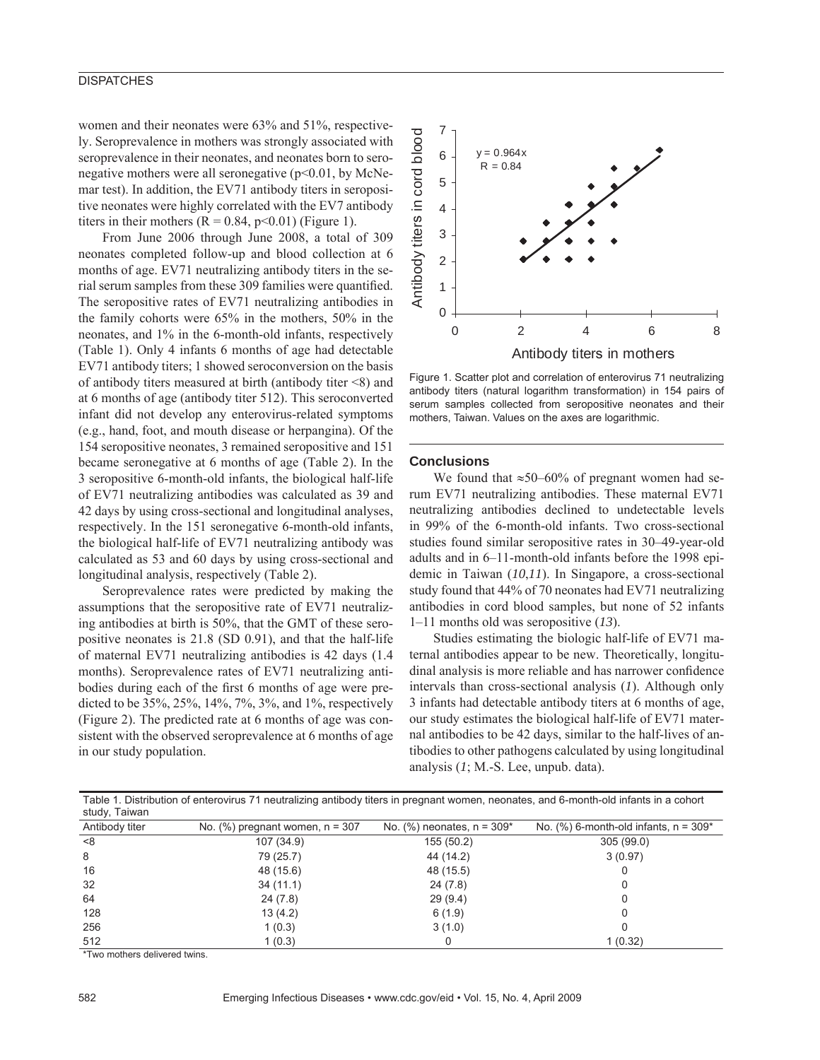women and their neonates were 63% and 51%, respectively. Seroprevalence in mothers was strongly associated with seroprevalence in their neonates, and neonates born to seronegative mothers were all seronegative ($p<0.01$, by McNemar test). In addition, the EV71 antibody titers in seropositive neonates were highly correlated with the EV7 antibody titers in their mothers ($R = 0.84$, $p<0.01$) (Figure 1).

From June 2006 through June 2008, a total of 309 neonates completed follow-up and blood collection at 6 months of age. EV71 neutralizing antibody titers in the serial serum samples from these 309 families were quantified. The seropositive rates of EV71 neutralizing antibodies in the family cohorts were 65% in the mothers, 50% in the neonates, and 1% in the 6-month-old infants, respectively (Table 1). Only 4 infants 6 months of age had detectable EV71 antibody titers; 1 showed seroconversion on the basis of antibody titers measured at birth (antibody titer <8) and at 6 months of age (antibody titer 512). This seroconverted infant did not develop any enterovirus-related symptoms (e.g., hand, foot, and mouth disease or herpangina). Of the 154 seropositive neonates, 3 remained seropositive and 151 became seronegative at 6 months of age (Table 2). In the 3 seropositive 6-month-old infants, the biological half-life of EV71 neutralizing antibodies was calculated as 39 and 42 days by using cross-sectional and longitudinal analyses, respectively. In the 151 seronegative 6-month-old infants, the biological half-life of EV71 neutralizing antibody was calculated as 53 and 60 days by using cross-sectional and longitudinal analysis, respectively (Table 2).

Seroprevalence rates were predicted by making the assumptions that the seropositive rate of EV71 neutralizing antibodies at birth is 50%, that the GMT of these seropositive neonates is 21.8 (SD 0.91), and that the half-life of maternal EV71 neutralizing antibodies is 42 days (1.4 months). Seroprevalence rates of EV71 neutralizing antibodies during each of the first 6 months of age were predicted to be 35%, 25%, 14%, 7%, 3%, and 1%, respectively (Figure 2). The predicted rate at 6 months of age was consistent with the observed seroprevalence at 6 months of age in our study population.

Figure 1. Scatter plot and correlation of enterovirus 71 neutralizing antibody titers (natural logarithm transformation) in 154 pairs of serum samples collected from seropositive neonates and their mothers, Taiwan. Values on the axes are logarithmic.

## Conclusions

We found that ≈50–60% of pregnant women had serum EV71 neutralizing antibodies. These maternal EV71 neutralizing antibodies declined to undetectable levels in 99% of the 6-month-old infants. Two cross-sectional studies found similar seropositive rates in 30–49-year-old adults and in 6–11-month-old infants before the 1998 epidemic in Taiwan (*10*,*11*). In Singapore, a cross-sectional study found that 44% of 70 neonates had EV71 neutralizing antibodies in cord blood samples, but none of 52 infants 1–11 months old was seropositive (*13*).

Studies estimating the biologic half-life of EV71 maternal antibodies appear to be new. Theoretically, longitudinal analysis is more reliable and has narrower confidence intervals than cross-sectional analysis (*1*). Although only 3 infants had detectable antibody titers at 6 months of age, our study estimates the biological half-life of EV71 maternal antibodies to be 42 days, similar to the half-lives of antibodies to other pathogens calculated by using longitudinal analysis (*1*; M.-S. Lee, unpub. data).

Table 1. Distribution of enterovirus 71 neutralizing antibody titers in pregnant women, neonates, and 6-month-old infants in a cohort study, Taiwan

| Antibody titer | No. (%) pregnant women, n = 307 | No. (%) neonates, n = 309* | No. (%) 6-month-old infants, n = 309* |
|---|---|---|---|
| <8 | 107 (34.9) | 155 (50.2) | 305 (99.0) |
| 8 | 79 (25.7) | 44 (14.2) | 3 (0.97) |
| 16 | 48 (15.6) | 48 (15.5) | 0 |
| 32 | 34 (11.1) | 24 (7.8) | 0 |
| 64 | 24 (7.8) | 29 (9.4) | 0 |
| 128 | 13 (4.2) | 6 (1.9) | 0 |
| 256 | 1 (0.3) | 3 (1.0) | 0 |
| 512 | 1 (0.3) | 0 | 1 (0.32) |

*Two mothers delivered twins.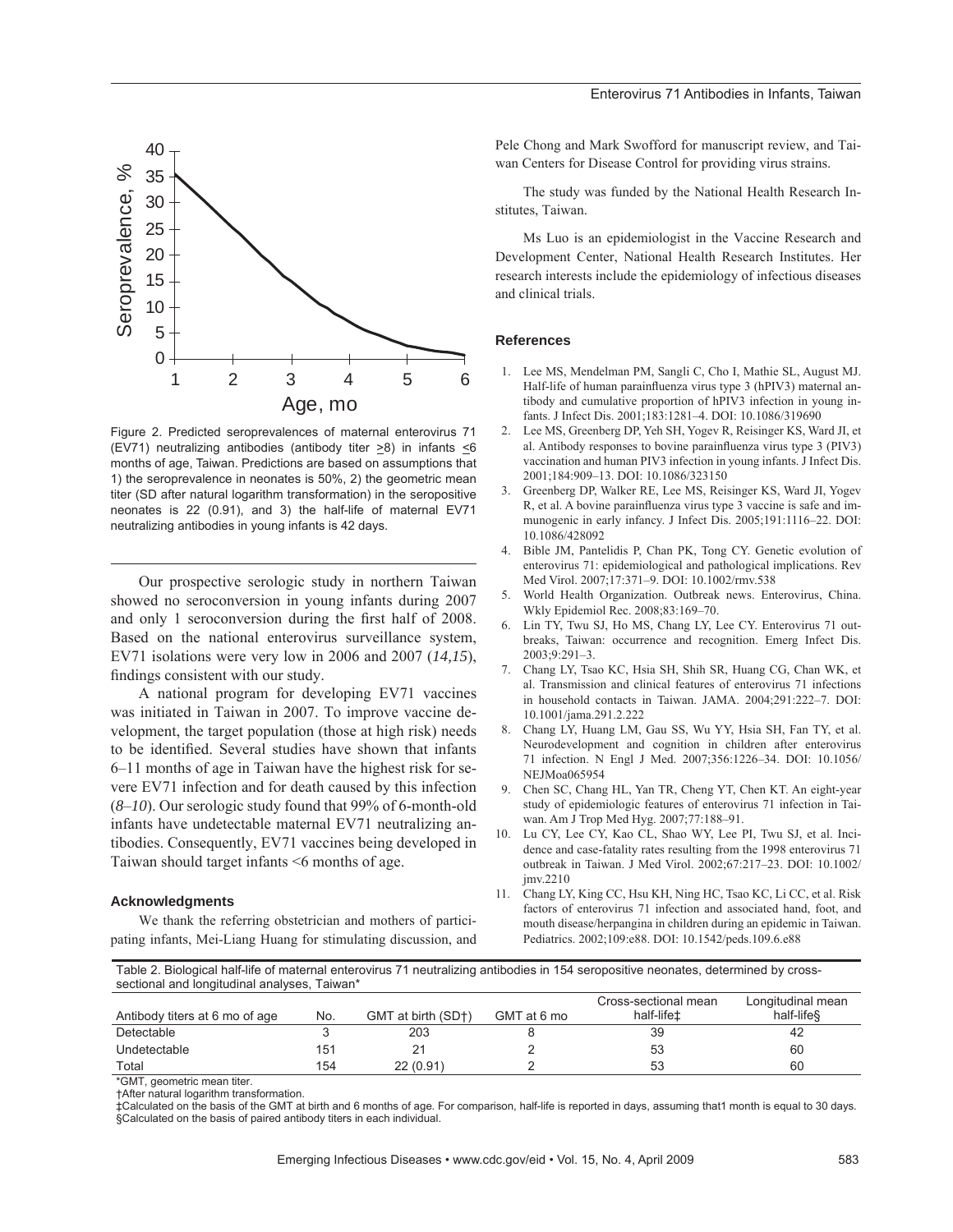Figure 2. Predicted seroprevalences of maternal enterovirus 71 (EV71) neutralizing antibodies (antibody titer ≥8) in infants ≤6 months of age, Taiwan. Predictions are based on assumptions that 1) the seroprevalence in neonates is 50%, 2) the geometric mean titer (SD after natural logarithm transformation) in the seropositive neonates is 22 (0.91), and 3) the half-life of maternal EV71 neutralizing antibodies in young infants is 42 days.

Our prospective serologic study in northern Taiwan showed no seroconversion in young infants during 2007 and only 1 seroconversion during the first half of 2008. Based on the national enterovirus surveillance system, EV71 isolations were very low in 2006 and 2007 (*14,15*), findings consistent with our study.

A national program for developing EV71 vaccines was initiated in Taiwan in 2007. To improve vaccine development, the target population (those at high risk) needs to be identified. Several studies have shown that infants 6–11 months of age in Taiwan have the highest risk for severe EV71 infection and for death caused by this infection (*8–10*). Our serologic study found that 99% of 6-month-old infants have undetectable maternal EV71 neutralizing antibodies. Consequently, EV71 vaccines being developed in Taiwan should target infants <6 months of age.

### Acknowledgments

We thank the referring obstetrician and mothers of participating infants, Mei-Liang Huang for stimulating discussion, and Pele Chong and Mark Swofford for manuscript review, and Taiwan Centers for Disease Control for providing virus strains.

The study was funded by the National Health Research Institutes, Taiwan.

Ms Luo is an epidemiologist in the Vaccine Research and Development Center, National Health Research Institutes. Her research interests include the epidemiology of infectious diseases and clinical trials.

### References

1. Lee MS, Mendelman PM, Sangli C, Cho I, Mathie SL, August MJ. Half-life of human parainfluenza virus type 3 (hPIV3) maternal antibody and cumulative proportion of hPIV3 infection in young infants. J Infect Dis. 2001;183:1281–4. DOI: 10.1086/319690
2. Lee MS, Greenberg DP, Yeh SH, Yogev R, Reisinger KS, Ward JI, et al. Antibody responses to bovine parainfluenza virus type 3 (PIV3) vaccination and human PIV3 infection in young infants. J Infect Dis. 2001;184:909–13. DOI: 10.1086/323150
3. Greenberg DP, Walker RE, Lee MS, Reisinger KS, Ward JI, Yogev R, et al. A bovine parainfluenza virus type 3 vaccine is safe and immunogenic in early infancy. J Infect Dis. 2005;191:1116–22. DOI: 10.1086/428092
4. Bible JM, Pantelidis P, Chan PK, Tong CY. Genetic evolution of enterovirus 71: epidemiological and pathological implications. Rev Med Virol. 2007;17:371–9. DOI: 10.1002/rmv.538
5. World Health Organization. Outbreak news. Enterovirus, China. Wkly Epidemiol Rec. 2008;83:169–70.
6. Lin TY, Twu SJ, Ho MS, Chang LY, Lee CY. Enterovirus 71 outbreaks, Taiwan: occurrence and recognition. Emerg Infect Dis. 2003;9:291–3.
7. Chang LY, Tsao KC, Hsia SH, Shih SR, Huang CG, Chan WK, et al. Transmission and clinical features of enterovirus 71 infections in household contacts in Taiwan. JAMA. 2004;291:222–7. DOI: 10.1001/jama.291.2.222
8. Chang LY, Huang LM, Gau SS, Wu YY, Hsia SH, Fan TY, et al. Neurodevelopment and cognition in children after enterovirus 71 infection. N Engl J Med. 2007;356:1226–34. DOI: 10.1056/NEJMoa065954
9. Chen SC, Chang HL, Yan TR, Cheng YT, Chen KT. An eight-year study of epidemiologic features of enterovirus 71 infection in Taiwan. Am J Trop Med Hyg. 2007;77:188–91.
10. Lu CY, Lee CY, Kao CL, Shao WY, Lee PI, Twu SJ, et al. Incidence and case-fatality rates resulting from the 1998 enterovirus 71 outbreak in Taiwan. J Med Virol. 2002;67:217–23. DOI: 10.1002/jmv.2210
11. Chang LY, King CC, Hsu KH, Ning HC, Tsao KC, Li CC, et al. Risk factors of enterovirus 71 infection and associated hand, foot, and mouth disease/herpangina in children during an epidemic in Taiwan. Pediatrics. 2002;109:e88. DOI: 10.1542/peds.109.6.e88

Table 2. Biological half-life of maternal enterovirus 71 neutralizing antibodies in 154 seropositive neonates, determined by cross-sectional and longitudinal analyses, Taiwan*

| Antibody titers at 6 mo of age | No. | GMT at birth (SD†) | GMT at 6 mo | Cross-sectional mean half-life‡ | Longitudinal mean half-life§ |
|---|---|---|---|---|---|
| Detectable | 3 | 203 | 8 | 39 | 42 |
| Undetectable | 151 | 21 | 2 | 53 | 60 |
| Total | 154 | 22 (0.91) | 2 | 53 | 60 |

*GMT, geometric mean titer.
†After natural logarithm transformation.
‡Calculated on the basis of the GMT at birth and 6 months of age. For comparison, half-life is reported in days, assuming that1 month is equal to 30 days.
§Calculated on the basis of paired antibody titers in each individual.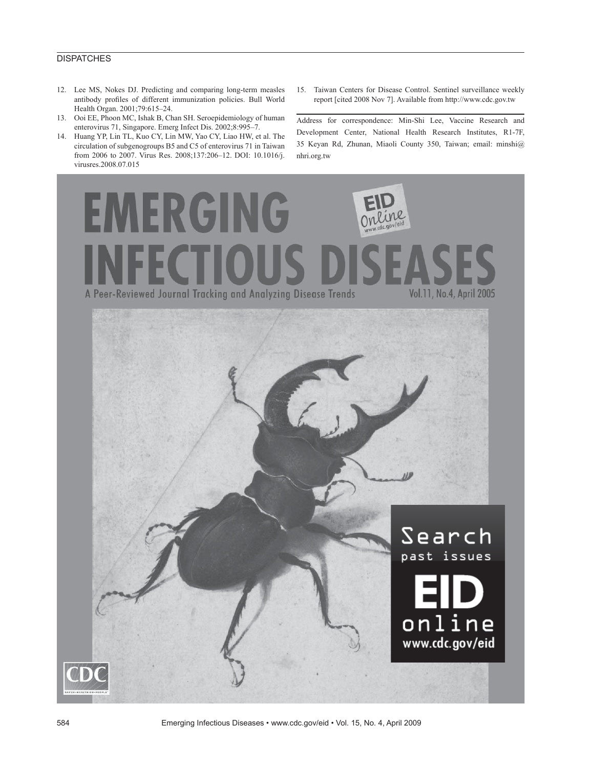12. Lee MS, Nokes DJ. Predicting and comparing long-term measles antibody profiles of different immunization policies. Bull World Health Organ. 2001;79:615–24.
13. Ooi EE, Phoon MC, Ishak B, Chan SH. Seroepidemiology of human enterovirus 71, Singapore. Emerg Infect Dis. 2002;8:995–7.
14. Huang YP, Lin TL, Kuo CY, Lin MW, Yao CY, Liao HW, et al. The circulation of subgenogroups B5 and C5 of enterovirus 71 in Taiwan from 2006 to 2007. Virus Res. 2008;137:206–12. DOI: 10.1016/j.virusres.2008.07.015
15. Taiwan Centers for Disease Control. Sentinel surveillance weekly report [cited 2008 Nov 7]. Available from http://www.cdc.gov.tw

Address for correspondence: Min-Shi Lee, Vaccine Research and Development Center, National Health Research Institutes, R1-7F, 35 Keyan Rd, Zhunan, Miaoli County 350, Taiwan; email: minshi@nhri.org.tw

EMERGING INFECTIOUS DISEASES

A Peer-Reviewed Journal Tracking and Analyzing Disease Trends Vol.11, No.4, April 2005

Search past issues

EID online

www.cdc.gov/eid